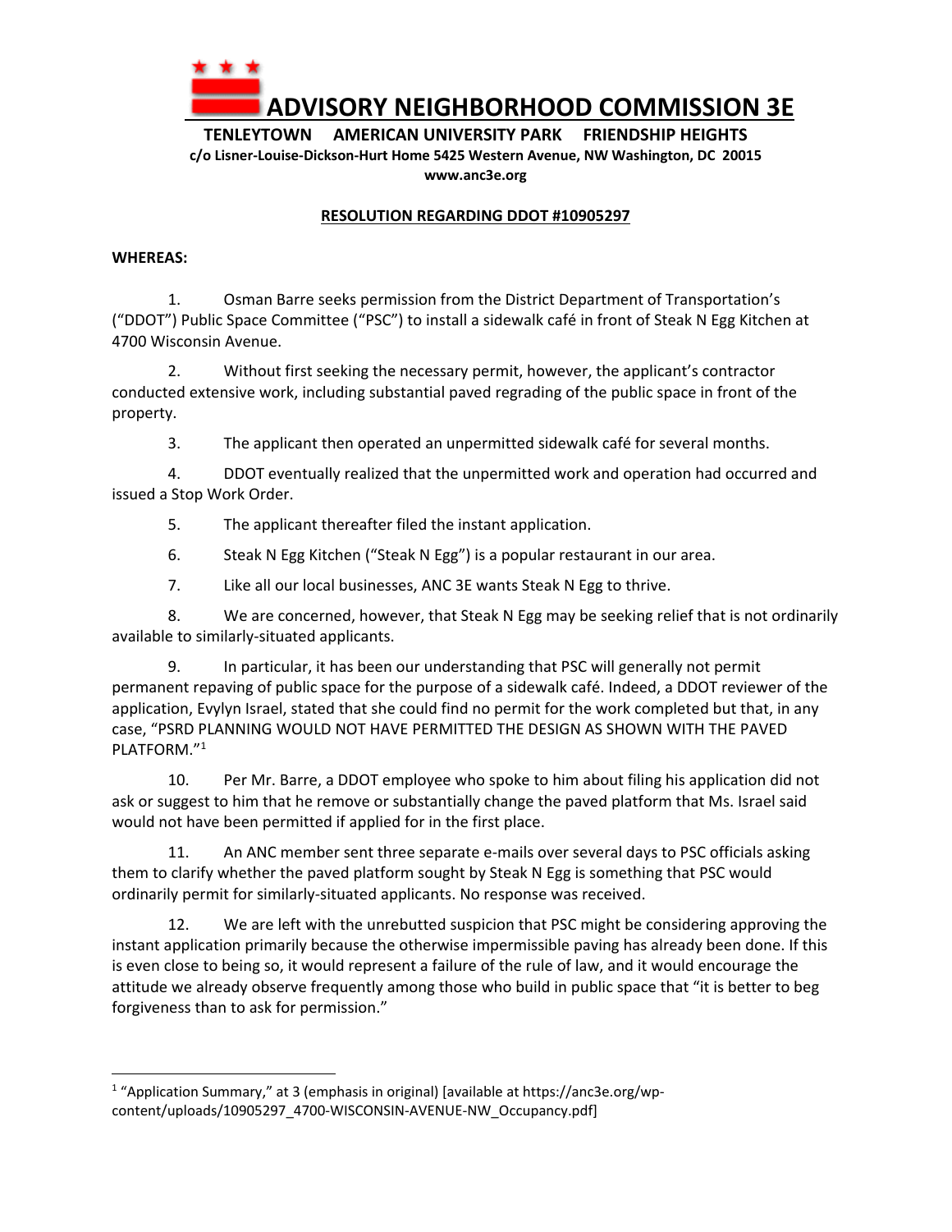# ADVISORY NEIGHBORHOOD COMMISSION 3E

**TENLEYTOWN AMERICAN UNIVERSITY PARK FRIENDSHIP HEIGHTS**

**c/o Lisner-Louise-Dickson-Hurt Home 5425 Western Avenue, NW Washington, DC 20015**

**www.anc3e.org**

## RESOLUTION REGARDING DDOT #10905297

**WHEREAS:**

1. Osman Barre seeks permission from the District Department of Transportation's ("DDOT") Public Space Committee ("PSC") to install a sidewalk café in front of Steak N Egg Kitchen at 4700 Wisconsin Avenue.

2. Without first seeking the necessary permit, however, the applicant's contractor conducted extensive work, including substantial paved regrading of the public space in front of the property.

3. The applicant then operated an unpermitted sidewalk café for several months.

4. DDOT eventually realized that the unpermitted work and operation had occurred and issued a Stop Work Order.

5. The applicant thereafter filed the instant application.

6. Steak N Egg Kitchen ("Steak N Egg") is a popular restaurant in our area.

7. Like all our local businesses, ANC 3E wants Steak N Egg to thrive.

8. We are concerned, however, that Steak N Egg may be seeking relief that is not ordinarily available to similarly-situated applicants.

9. In particular, it has been our understanding that PSC will generally not permit permanent repaving of public space for the purpose of a sidewalk café. Indeed, a DDOT reviewer of the application, Evylyn Israel, stated that she could find no permit for the work completed but that, in any case, "PSRD PLANNING WOULD NOT HAVE PERMITTED THE DESIGN AS SHOWN WITH THE PAVED PLATFORM."[1]

10. Per Mr. Barre, a DDOT employee who spoke to him about filing his application did not ask or suggest to him that he remove or substantially change the paved platform that Ms. Israel said would not have been permitted if applied for in the first place.

11. An ANC member sent three separate e-mails over several days to PSC officials asking them to clarify whether the paved platform sought by Steak N Egg is something that PSC would ordinarily permit for similarly-situated applicants. No response was received.

12. We are left with the unrebutted suspicion that PSC might be considering approving the instant application primarily because the otherwise impermissible paving has already been done. If this is even close to being so, it would represent a failure of the rule of law, and it would encourage the attitude we already observe frequently among those who build in public space that "it is better to beg forgiveness than to ask for permission."

---

[1] "Application Summary," at 3 (emphasis in original) [available at https://anc3e.org/wp-content/uploads/10905297_4700-WISCONSIN-AVENUE-NW_Occupancy.pdf]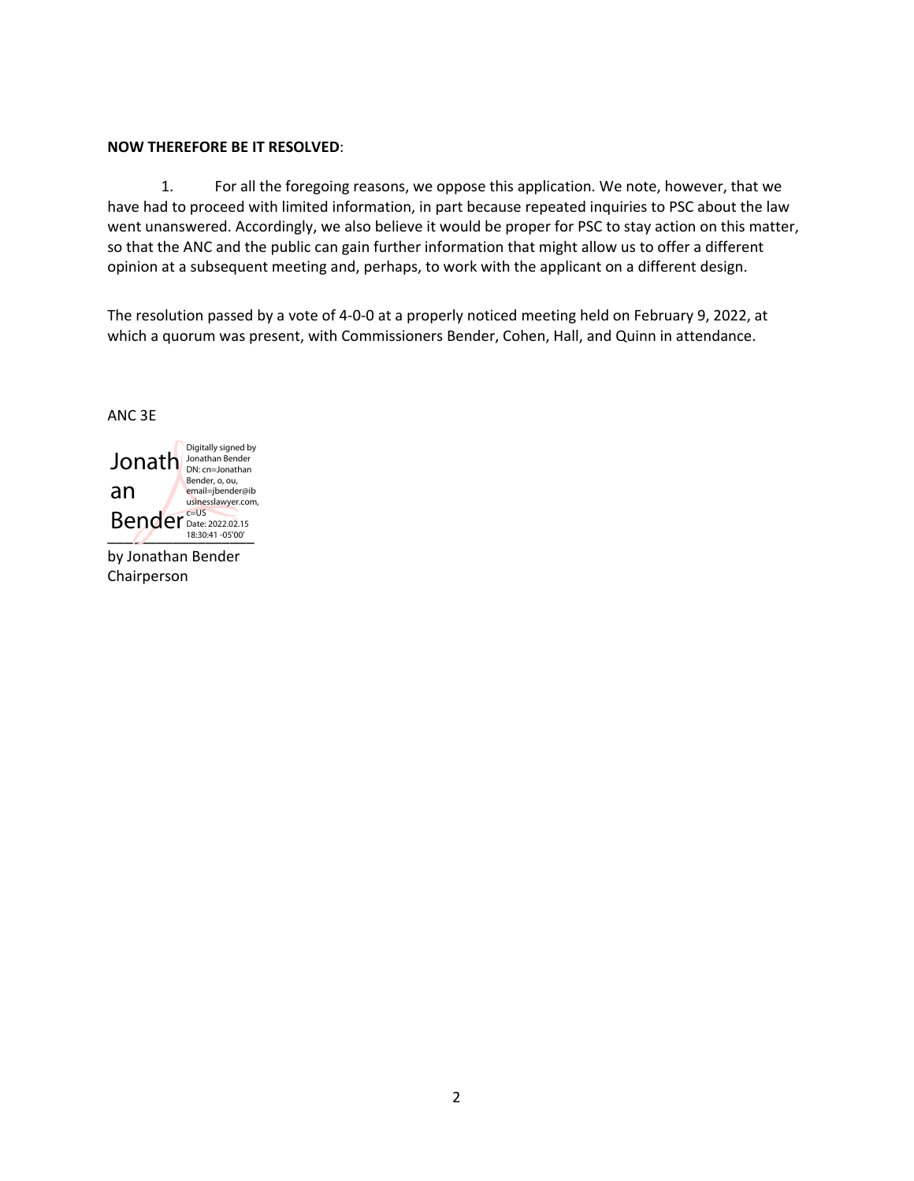**NOW THEREFORE BE IT RESOLVED**:

1. For all the foregoing reasons, we oppose this application. We note, however, that we have had to proceed with limited information, in part because repeated inquiries to PSC about the law went unanswered. Accordingly, we also believe it would be proper for PSC to stay action on this matter, so that the ANC and the public can gain further information that might allow us to offer a different opinion at a subsequent meeting and, perhaps, to work with the applicant on a different design.

The resolution passed by a vote of 4-0-0 at a properly noticed meeting held on February 9, 2022, at which a quorum was present, with Commissioners Bender, Cohen, Hall, and Quinn in attendance.

ANC 3E

Jonathan Bender

Digitally signed by Jonathan Bender
DN: cn=Jonathan Bender, o, ou, email=jbender@ibusinesslawyer.com, c=US
Date: 2022.02.15 18:30:41 -05'00'

______________________

by Jonathan Bender
Chairperson